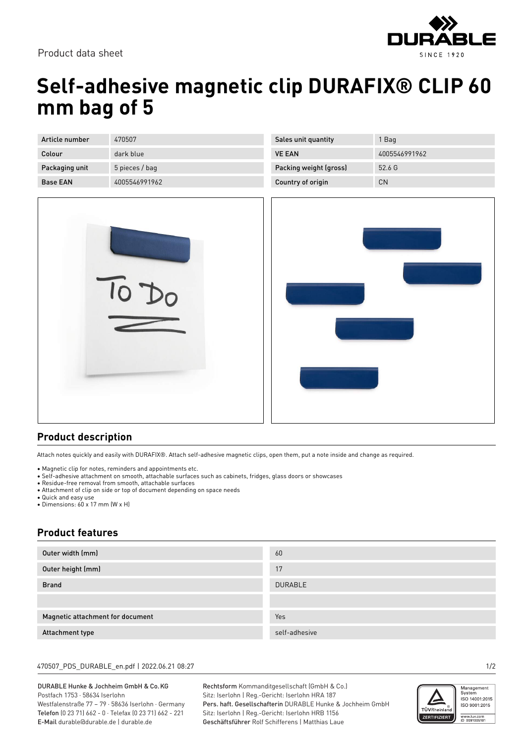Product data sheet

# Self-adhesive magnetic clip DURAFIX® CLIP 60 mm bag of 5

| Article number | 470507 | Sales unit quantity | 1 Bag |
|---|---|---|---|
| Colour | dark blue | VE EAN | 4005546991962 |
| Packaging unit | 5 pieces / bag | Packing weight (gross) | 52.6 G |
| Base EAN | 4005546991962 | Country of origin | CN |

## Product description

Attach notes quickly and easily with DURAFIX®. Attach self-adhesive magnetic clips, open them, put a note inside and change as required.

- Magnetic clip for notes, reminders and appointments etc.
- Self-adhesive attachment on smooth, attachable surfaces such as cabinets, fridges, glass doors or showcases
- Residue-free removal from smooth, attachable surfaces
- Attachment of clip on side or top of document depending on space needs
- Quick and easy use
- Dimensions: 60 x 17 mm (W x H)

## Product features

| | |
|---|---|
| Outer width (mm) | 60 |
| Outer height (mm) | 17 |
| Brand | DURABLE |
| | |
| Magnetic attachment for document | Yes |
| Attachment type | self-adhesive |

470507_PDS_DURABLE_en.pdf | 2022.06.21 08:27

DURABLE Hunke & Jochheim GmbH & Co. KG
Postfach 1753 · 58634 Iserlohn
Westfalenstraße 77 – 79 · 58636 Iserlohn · Germany
Telefon (0 23 71) 662 - 0 · Telefax (0 23 71) 662 - 221
E-Mail durable@durable.de | durable.de

Rechtsform Kommanditgesellschaft (GmbH & Co.)
Sitz: Iserlohn | Reg.-Gericht: Iserlohn HRA 187
Pers. haft. Gesellschafterin DURABLE Hunke & Jochheim GmbH
Sitz: Iserlohn | Reg.-Gericht: Iserlohn HRB 1156
Geschäftsführer Rolf Schifferens | Matthias Laue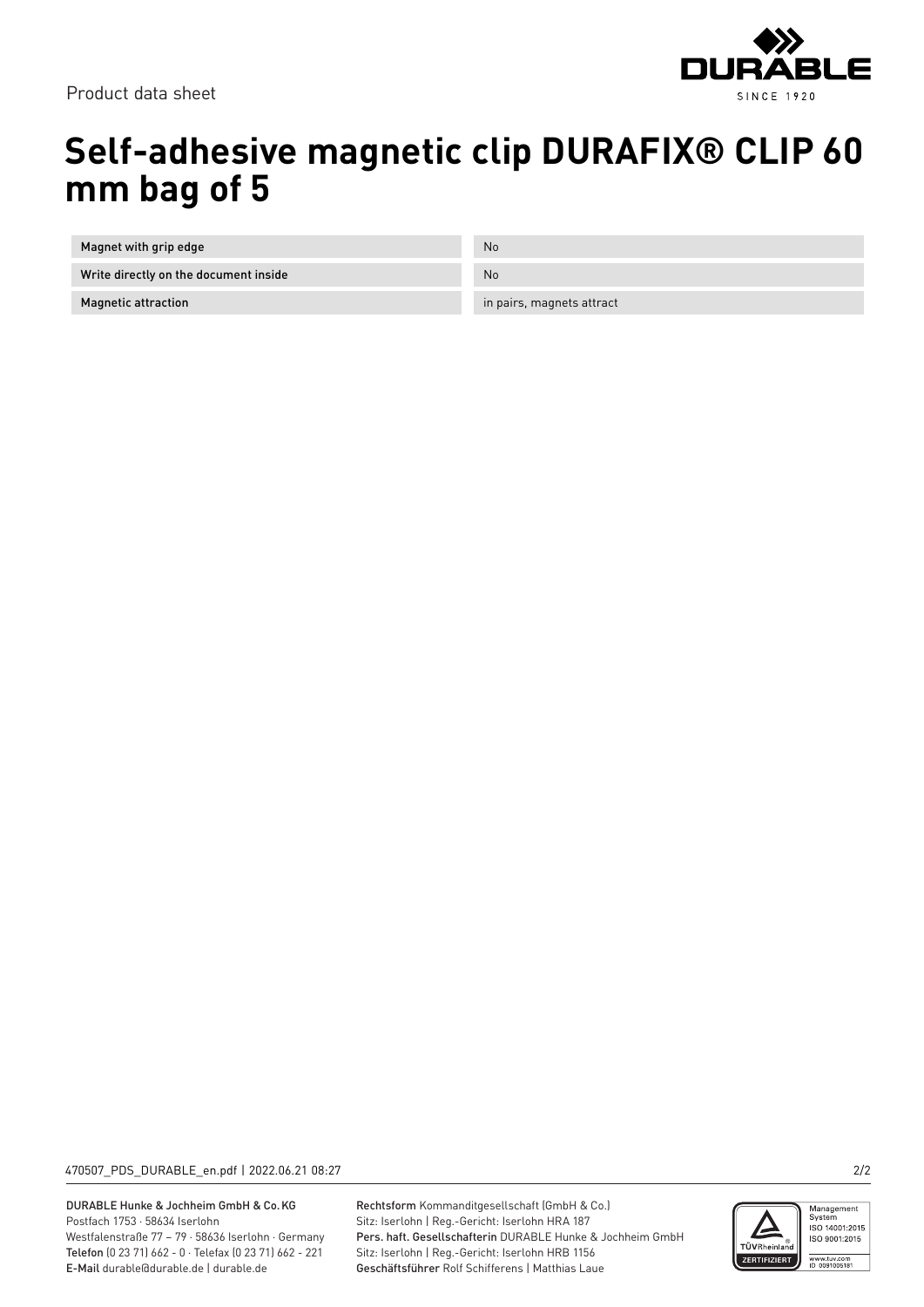| | |
|---|---|
| Magnet with grip edge | No |
| Write directly on the document inside | No |
| Magnetic attraction | in pairs, magnets attract |